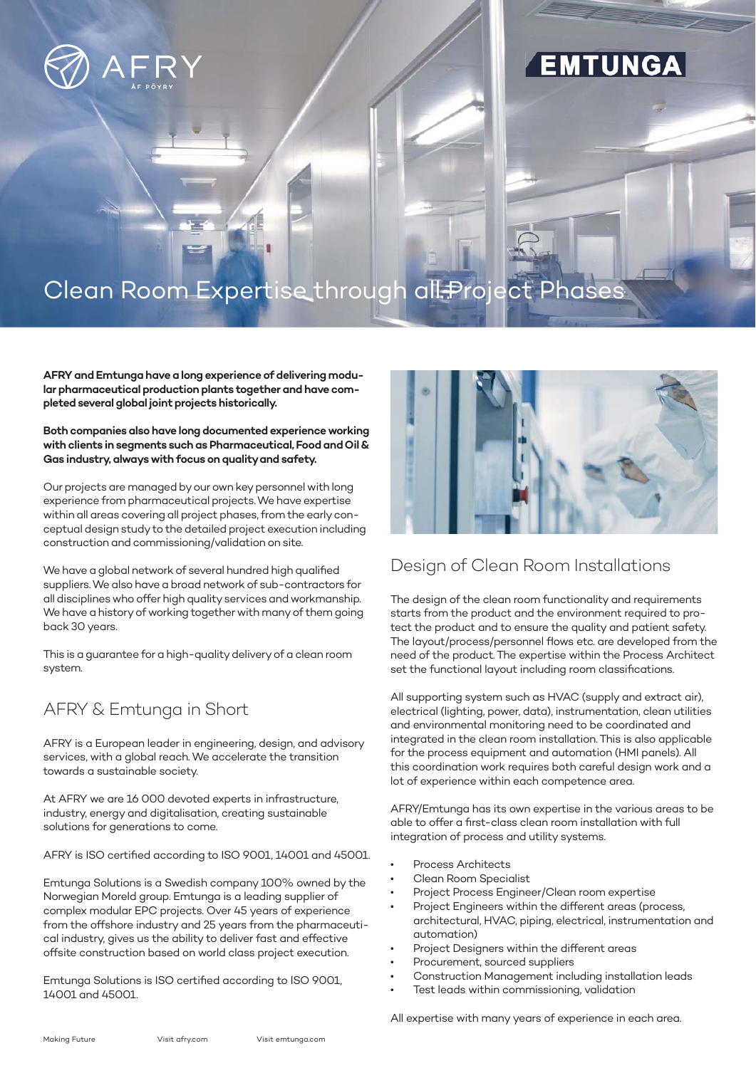# Clean Room Expertise through all Project Phases

**AFRY and Emtunga have a long experience of delivering modular pharmaceutical production plants together and have completed several global joint projects historically.**

**Both companies also have long documented experience working with clients in segments such as Pharmaceutical, Food and Oil & Gas industry, always with focus on quality and safety.**

Our projects are managed by our own key personnel with long experience from pharmaceutical projects. We have expertise within all areas covering all project phases, from the early conceptual design study to the detailed project execution including construction and commissioning/validation on site.

We have a global network of several hundred high qualified suppliers. We also have a broad network of sub-contractors for all disciplines who offer high quality services and workmanship. We have a history of working together with many of them going back 30 years.

This is a guarantee for a high-quality delivery of a clean room system.

## AFRY & Emtunga in Short

AFRY is a European leader in engineering, design, and advisory services, with a global reach. We accelerate the transition towards a sustainable society.

At AFRY we are 16 000 devoted experts in infrastructure, industry, energy and digitalisation, creating sustainable solutions for generations to come.

AFRY is ISO certified according to ISO 9001, 14001 and 45001.

Emtunga Solutions is a Swedish company 100% owned by the Norwegian Moreld group. Emtunga is a leading supplier of complex modular EPC projects. Over 45 years of experience from the offshore industry and 25 years from the pharmaceutical industry, gives us the ability to deliver fast and effective offsite construction based on world class project execution.

Emtunga Solutions is ISO certified according to ISO 9001, 14001 and 45001.

## Design of Clean Room Installations

The design of the clean room functionality and requirements starts from the product and the environment required to protect the product and to ensure the quality and patient safety. The layout/process/personnel flows etc. are developed from the need of the product. The expertise within the Process Architect set the functional layout including room classifications.

All supporting system such as HVAC (supply and extract air), electrical (lighting, power, data), instrumentation, clean utilities and environmental monitoring need to be coordinated and integrated in the clean room installation. This is also applicable for the process equipment and automation (HMI panels). All this coordination work requires both careful design work and a lot of experience within each competence area.

AFRY/Emtunga has its own expertise in the various areas to be able to offer a first-class clean room installation with full integration of process and utility systems.

- Process Architects
- Clean Room Specialist
- Project Process Engineer/Clean room expertise
- Project Engineers within the different areas (process, architectural, HVAC, piping, electrical, instrumentation and automation)
- Project Designers within the different areas
- Procurement, sourced suppliers
- Construction Management including installation leads
- Test leads within commissioning, validation

All expertise with many years of experience in each area.

Making Future Visit afry.com Visit emtunga.com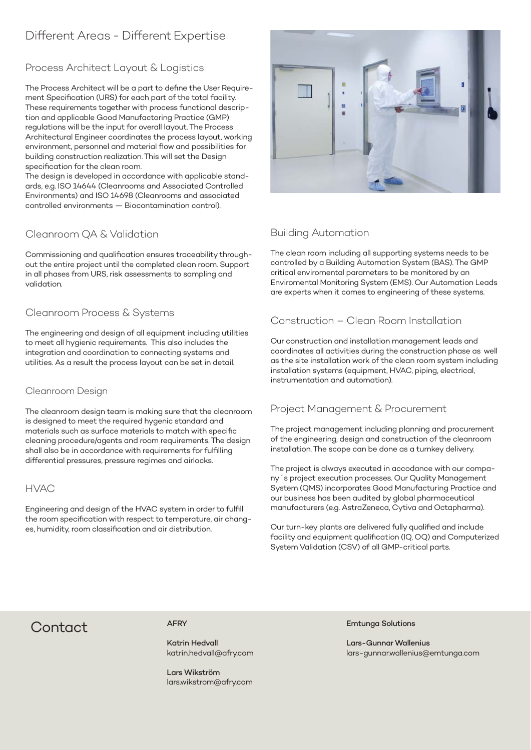# Different Areas - Different Expertise

## Process Architect Layout & Logistics

The Process Architect will be a part to define the User Requirement Specification (URS) for each part of the total facility. These requirements together with process functional description and applicable Good Manufactoring Practice (GMP) regulations will be the input for overall layout. The Process Architectural Engineer coordinates the process layout, working environment, personnel and material flow and possibilities for building construction realization. This will set the Design specification for the clean room.
The design is developed in accordance with applicable standards, e.g. ISO 14644 (Cleanrooms and Associated Controlled Environments) and ISO 14698 (Cleanrooms and associated controlled environments — Biocontamination control).

## Cleanroom QA & Validation

Commissioning and qualification ensures traceability throughout the entire project until the completed clean room. Support in all phases from URS, risk assessments to sampling and validation.

## Cleanroom Process & Systems

The engineering and design of all equipment including utilities to meet all hygienic requirements. This also includes the integration and coordination to connecting systems and utilities. As a result the process layout can be set in detail.

### Cleanroom Design

The cleanroom design team is making sure that the cleanroom is designed to meet the required hygenic standard and materials such as surface materials to match with specific cleaning procedure/agents and room requirements. The design shall also be in accordance with requirements for fulfilling differential pressures, pressure regimes and airlocks.

## HVAC

Engineering and design of the HVAC system in order to fulfill the room specification with respect to temperature, air changes, humidity, room classification and air distribution.

## Building Automation

The clean room including all supporting systems needs to be controlled by a Building Automation System (BAS). The GMP critical enviromental parameters to be monitored by an Enviromental Monitoring System (EMS). Our Automation Leads are experts when it comes to engineering of these systems.

## Construction – Clean Room Installation

Our construction and installation management leads and coordinates all activities during the construction phase as well as the site installation work of the clean room system including installation systems (equipment, HVAC, piping, electrical, instrumentation and automation).

## Project Management & Procurement

The project management including planning and procurement of the engineering, design and construction of the cleanroom installation. The scope can be done as a turnkey delivery.

The project is always executed in accodance with our company´s project execution processes. Our Quality Management System (QMS) incorporates Good Manufacturing Practice and our business has been audited by global pharmaceutical manufacturers (e.g. AstraZeneca, Cytiva and Octapharma).

Our turn-key plants are delivered fully qualified and include facility and equipment qualification (IQ, OQ) and Computerized System Validation (CSV) of all GMP-critical parts.

# Contact

**AFRY**

**Katrin Hedvall**
katrin.hedvall@afry.com

**Lars Wikström**
lars.wikstrom@afry.com

**Emtunga Solutions**

**Lars-Gunnar Wallenius**
lars-gunnar.wallenius@emtunga.com